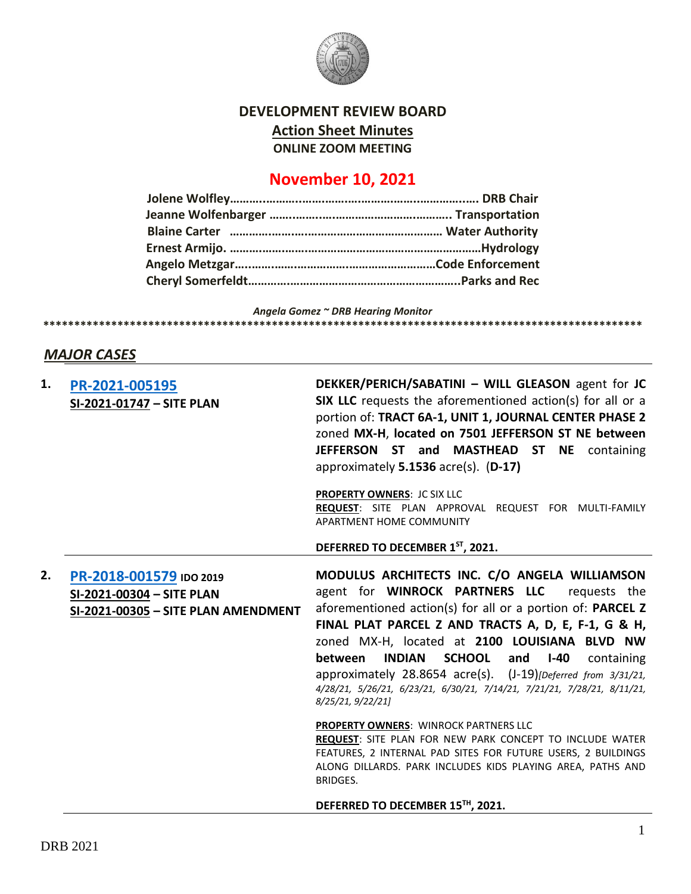# DEVELOPMENT REVIEW BOARD

## Action Sheet Minutes

**ONLINE ZOOM MEETING**

## November 10, 2021

**Jolene Wolfley……………………………………………………………. DRB Chair**
**Jeanne Wolfenbarger ……………………………………………. Transportation**
**Blaine Carter ………………………………………………………… Water Authority**
**Ernest Armijo. ……………………………………………………………Hydrology**
**Angelo Metzgar………………………………………………………Code Enforcement**
**Cheryl Somerfeldt………………………………………………………..Parks and Rec**

*Angela Gomez ~ DRB Hearing Monitor*

****************************************************************************************************

## *MAJOR CASES*

**1. PR-2021-005195**
**SI-2021-01747 – SITE PLAN**

**DEKKER/PERICH/SABATINI – WILL GLEASON** agent for **JC SIX LLC** requests the aforementioned action(s) for all or a portion of: **TRACT 6A-1, UNIT 1, JOURNAL CENTER PHASE 2** zoned **MX-H**, **located on 7501 JEFFERSON ST NE between JEFFERSON ST and MASTHEAD ST NE** containing approximately **5.1536** acre(s). (**D-17)**

**PROPERTY OWNERS**: JC SIX LLC
**REQUEST**: SITE PLAN APPROVAL REQUEST FOR MULTI-FAMILY APARTMENT HOME COMMUNITY

**DEFERRED TO DECEMBER 1ST, 2021.**

**2. PR-2018-001579 IDO 2019**
**SI-2021-00304 – SITE PLAN**
**SI-2021-00305 – SITE PLAN AMENDMENT**

**MODULUS ARCHITECTS INC. C/O ANGELA WILLIAMSON** agent for **WINROCK PARTNERS LLC** requests the aforementioned action(s) for all or a portion of: **PARCEL Z FINAL PLAT PARCEL Z AND TRACTS A, D, E, F-1, G & H,** zoned MX-H, located at **2100 LOUISIANA BLVD NW between INDIAN SCHOOL and I-40** containing approximately 28.8654 acre(s). (J-19)*[Deferred from 3/31/21, 4/28/21, 5/26/21, 6/23/21, 6/30/21, 7/14/21, 7/21/21, 7/28/21, 8/11/21, 8/25/21, 9/22/21]*

**PROPERTY OWNERS**: WINROCK PARTNERS LLC
**REQUEST**: SITE PLAN FOR NEW PARK CONCEPT TO INCLUDE WATER FEATURES, 2 INTERNAL PAD SITES FOR FUTURE USERS, 2 BUILDINGS ALONG DILLARDS. PARK INCLUDES KIDS PLAYING AREA, PATHS AND BRIDGES.

**DEFERRED TO DECEMBER 15TH, 2021.**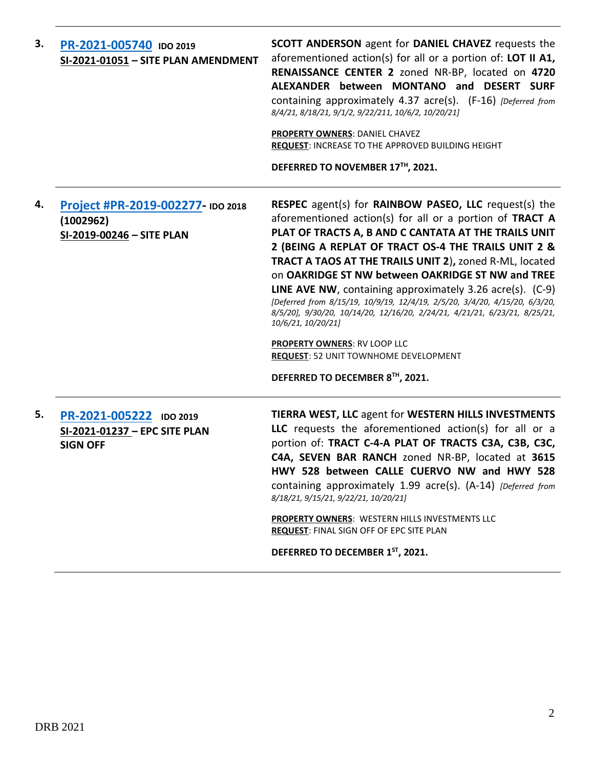| | | |
|---|---|---|
| 3. | **PR-2021-005740** **IDO 2019**<br>**SI-2021-01051 – SITE PLAN AMENDMENT** | **SCOTT ANDERSON** agent for **DANIEL CHAVEZ** requests the aforementioned action(s) for all or a portion of: **LOT II A1, RENAISSANCE CENTER 2** zoned NR-BP, located on **4720 ALEXANDER between MONTANO and DESERT SURF** containing approximately 4.37 acre(s). (F-16) *[Deferred from 8/4/21, 8/18/21, 9/1/2, 9/22/211, 10/6/2, 10/20/21]*<br><br>**PROPERTY OWNERS**: DANIEL CHAVEZ<br>**REQUEST**: INCREASE TO THE APPROVED BUILDING HEIGHT<br><br>**DEFERRED TO NOVEMBER 17TH, 2021.** |
| 4. | **Project #PR-2019-002277- IDO 2018**<br>**(1002962)**<br>**SI-2019-00246 – SITE PLAN** | **RESPEC** agent(s) for **RAINBOW PASEO, LLC** request(s) the aforementioned action(s) for all or a portion of **TRACT A PLAT OF TRACTS A, B AND C CANTATA AT THE TRAILS UNIT 2 (BEING A REPLAT OF TRACT OS-4 THE TRAILS UNIT 2 & TRACT A TAOS AT THE TRAILS UNIT 2),** zoned R-ML, located on **OAKRIDGE ST NW between OAKRIDGE ST NW and TREE LINE AVE NW**, containing approximately 3.26 acre(s). (C-9) *[Deferred from 8/15/19, 10/9/19, 12/4/19, 2/5/20, 3/4/20, 4/15/20, 6/3/20, 8/5/20], 9/30/20, 10/14/20, 12/16/20, 2/24/21, 4/21/21, 6/23/21, 8/25/21, 10/6/21, 10/20/21]*<br><br>**PROPERTY OWNERS**: RV LOOP LLC<br>**REQUEST**: 52 UNIT TOWNHOME DEVELOPMENT<br><br>**DEFERRED TO DECEMBER 8TH, 2021.** |
| 5. | **PR-2021-005222** **IDO 2019**<br>**SI-2021-01237 – EPC SITE PLAN SIGN OFF** | **TIERRA WEST, LLC** agent for **WESTERN HILLS INVESTMENTS LLC** requests the aforementioned action(s) for all or a portion of: **TRACT C-4-A PLAT OF TRACTS C3A, C3B, C3C, C4A, SEVEN BAR RANCH** zoned NR-BP, located at **3615 HWY 528 between CALLE CUERVO NW and HWY 528** containing approximately 1.99 acre(s). (A-14) *[Deferred from 8/18/21, 9/15/21, 9/22/21, 10/20/21]*<br><br>**PROPERTY OWNERS**: WESTERN HILLS INVESTMENTS LLC<br>**REQUEST**: FINAL SIGN OFF OF EPC SITE PLAN<br><br>**DEFERRED TO DECEMBER 1ST, 2021.** |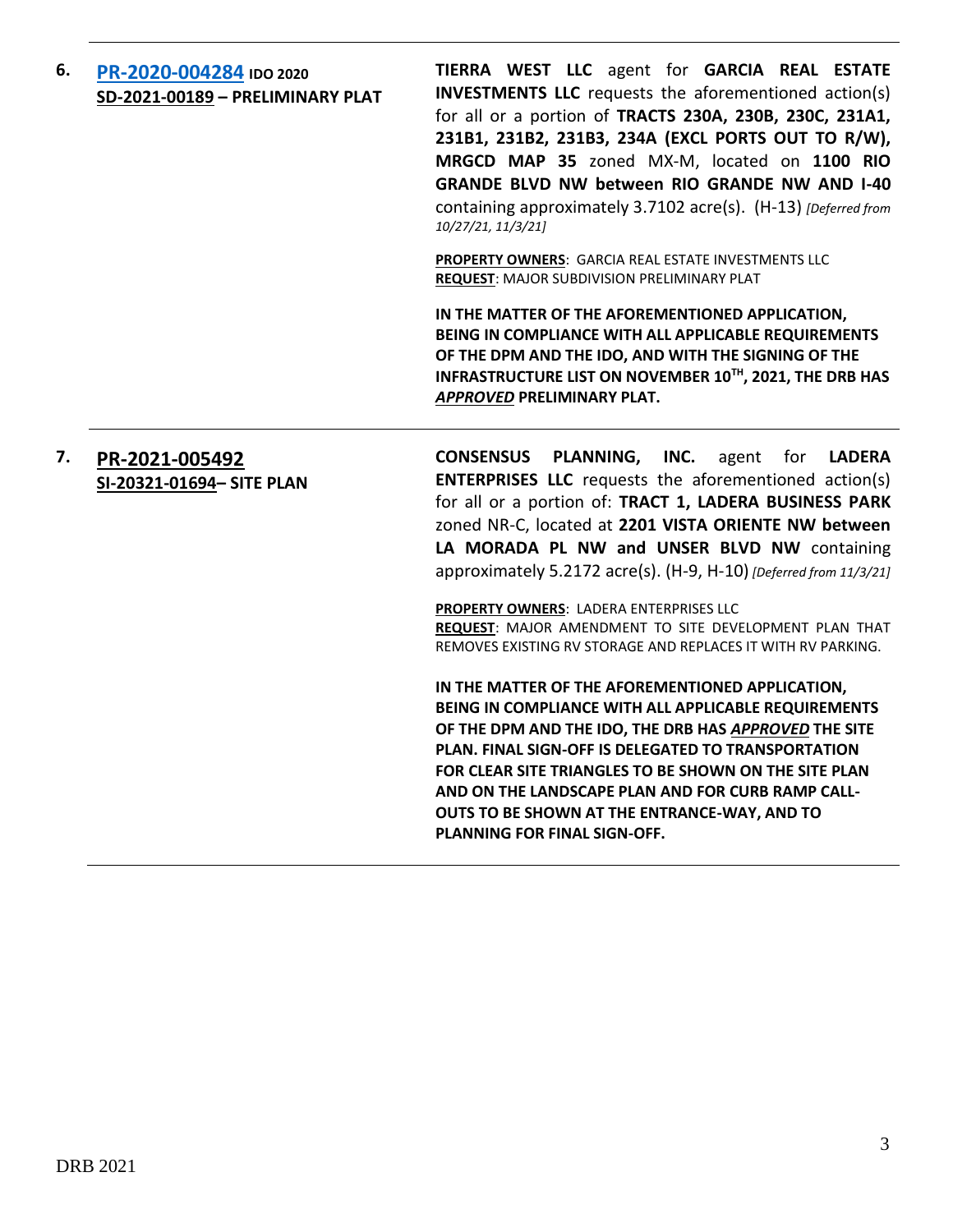**6.** **PR-2020-004284** **IDO 2020**
**SD-2021-00189 – PRELIMINARY PLAT**

**TIERRA WEST LLC** agent for **GARCIA REAL ESTATE INVESTMENTS LLC** requests the aforementioned action(s) for all or a portion of **TRACTS 230A, 230B, 230C, 231A1, 231B1, 231B2, 231B3, 234A (EXCL PORTS OUT TO R/W), MRGCD MAP 35** zoned MX-M, located on **1100 RIO GRANDE BLVD NW between RIO GRANDE NW AND I-40** containing approximately 3.7102 acre(s). (H-13) *[Deferred from 10/27/21, 11/3/21]*

**PROPERTY OWNERS**: GARCIA REAL ESTATE INVESTMENTS LLC
**REQUEST**: MAJOR SUBDIVISION PRELIMINARY PLAT

**IN THE MATTER OF THE AFOREMENTIONED APPLICATION, BEING IN COMPLIANCE WITH ALL APPLICABLE REQUIREMENTS OF THE DPM AND THE IDO, AND WITH THE SIGNING OF THE INFRASTRUCTURE LIST ON NOVEMBER 10TH, 2021, THE DRB HAS *APPROVED* PRELIMINARY PLAT.**

---

**7.** **PR-2021-005492**
**SI-20321-01694– SITE PLAN**

**CONSENSUS PLANNING, INC.** agent for **LADERA ENTERPRISES LLC** requests the aforementioned action(s) for all or a portion of: **TRACT 1, LADERA BUSINESS PARK** zoned NR-C, located at **2201 VISTA ORIENTE NW between LA MORADA PL NW and UNSER BLVD NW** containing approximately 5.2172 acre(s). (H-9, H-10) *[Deferred from 11/3/21]*

**PROPERTY OWNERS**: LADERA ENTERPRISES LLC
**REQUEST**: MAJOR AMENDMENT TO SITE DEVELOPMENT PLAN THAT REMOVES EXISTING RV STORAGE AND REPLACES IT WITH RV PARKING.

**IN THE MATTER OF THE AFOREMENTIONED APPLICATION, BEING IN COMPLIANCE WITH ALL APPLICABLE REQUIREMENTS OF THE DPM AND THE IDO, THE DRB HAS *APPROVED* THE SITE PLAN. FINAL SIGN-OFF IS DELEGATED TO TRANSPORTATION FOR CLEAR SITE TRIANGLES TO BE SHOWN ON THE SITE PLAN AND ON THE LANDSCAPE PLAN AND FOR CURB RAMP CALL-OUTS TO BE SHOWN AT THE ENTRANCE-WAY, AND TO PLANNING FOR FINAL SIGN-OFF.**

---

DRB 2021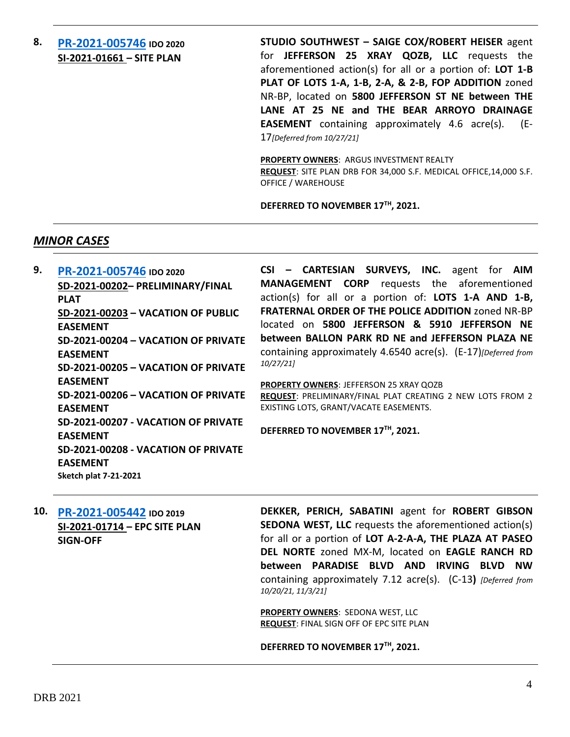**8.** **[PR-2021-005746](#) IDO 2020**
**SI-2021-01661 – SITE PLAN**

**STUDIO SOUTHWEST – SAIGE COX/ROBERT HEISER** agent for **JEFFERSON 25 XRAY QOZB, LLC** requests the aforementioned action(s) for all or a portion of: **LOT 1-B PLAT OF LOTS 1-A, 1-B, 2-A, & 2-B, FOP ADDITION** zoned NR-BP, located on **5800 JEFFERSON ST NE between THE LANE AT 25 NE and THE BEAR ARROYO DRAINAGE EASEMENT** containing approximately 4.6 acre(s). (E-17*[Deferred from 10/27/21]*

**PROPERTY OWNERS**: ARGUS INVESTMENT REALTY
**REQUEST**: SITE PLAN DRB FOR 34,000 S.F. MEDICAL OFFICE,14,000 S.F. OFFICE / WAREHOUSE

**DEFERRED TO NOVEMBER 17TH, 2021.**

## *MINOR CASES*

**9.** **[PR-2021-005746](#) IDO 2020**
**SD-2021-00202– PRELIMINARY/FINAL PLAT**
**SD-2021-00203 – VACATION OF PUBLIC EASEMENT**
**SD-2021-00204 – VACATION OF PRIVATE EASEMENT**
**SD-2021-00205 – VACATION OF PRIVATE EASEMENT**
**SD-2021-00206 – VACATION OF PRIVATE EASEMENT**
**SD-2021-00207 - VACATION OF PRIVATE EASEMENT**
**SD-2021-00208 - VACATION OF PRIVATE EASEMENT**
**Sketch plat 7-21-2021**

**CSI – CARTESIAN SURVEYS, INC.** agent for **AIM MANAGEMENT CORP** requests the aforementioned action(s) for all or a portion of: **LOTS 1-A AND 1-B, FRATERNAL ORDER OF THE POLICE ADDITION** zoned NR-BP located on **5800 JEFFERSON & 5910 JEFFERSON NE between BALLON PARK RD NE and JEFFERSON PLAZA NE** containing approximately 4.6540 acre(s). (E-17)*[Deferred from 10/27/21]*

**PROPERTY OWNERS**: JEFFERSON 25 XRAY QOZB
**REQUEST**: PRELIMINARY/FINAL PLAT CREATING 2 NEW LOTS FROM 2 EXISTING LOTS, GRANT/VACATE EASEMENTS.

**DEFERRED TO NOVEMBER 17TH, 2021.**

**10.** **[PR-2021-005442](#) IDO 2019**
**SI-2021-01714 – EPC SITE PLAN SIGN-OFF**

**DEKKER, PERICH, SABATINI** agent for **ROBERT GIBSON SEDONA WEST, LLC** requests the aforementioned action(s) for all or a portion of **LOT A-2-A-A, THE PLAZA AT PASEO DEL NORTE** zoned MX-M, located on **EAGLE RANCH RD between PARADISE BLVD AND IRVING BLVD NW** containing approximately 7.12 acre(s). (C-13**)** *[Deferred from 10/20/21, 11/3/21]*

**PROPERTY OWNERS**: SEDONA WEST, LLC
**REQUEST**: FINAL SIGN OFF OF EPC SITE PLAN

**DEFERRED TO NOVEMBER 17TH, 2021.**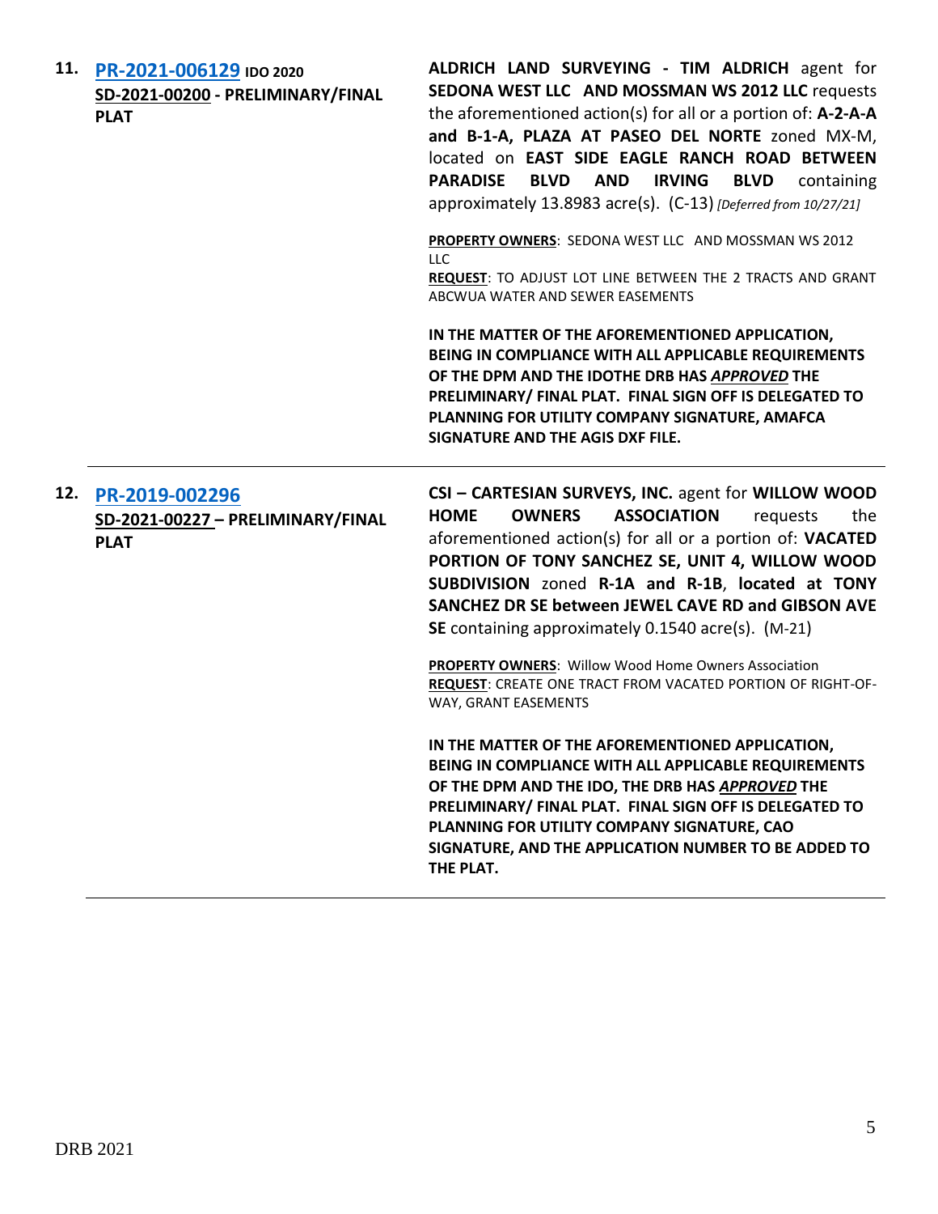**11. PR-2021-006129 IDO 2020**
**SD-2021-00200 - PRELIMINARY/FINAL PLAT**

**ALDRICH LAND SURVEYING - TIM ALDRICH** agent for **SEDONA WEST LLC AND MOSSMAN WS 2012 LLC** requests the aforementioned action(s) for all or a portion of: **A-2-A-A and B-1-A, PLAZA AT PASEO DEL NORTE** zoned MX-M, located on **EAST SIDE EAGLE RANCH ROAD BETWEEN PARADISE BLVD AND IRVING BLVD** containing approximately 13.8983 acre(s). (C-13) *[Deferred from 10/27/21]*

**PROPERTY OWNERS**: SEDONA WEST LLC AND MOSSMAN WS 2012 LLC
**REQUEST**: TO ADJUST LOT LINE BETWEEN THE 2 TRACTS AND GRANT ABCWUA WATER AND SEWER EASEMENTS

**IN THE MATTER OF THE AFOREMENTIONED APPLICATION, BEING IN COMPLIANCE WITH ALL APPLICABLE REQUIREMENTS OF THE DPM AND THE IDOTHE DRB HAS *APPROVED* THE PRELIMINARY/ FINAL PLAT. FINAL SIGN OFF IS DELEGATED TO PLANNING FOR UTILITY COMPANY SIGNATURE, AMAFCA SIGNATURE AND THE AGIS DXF FILE.**

---

**12. PR-2019-002296**
**SD-2021-00227 – PRELIMINARY/FINAL PLAT**

**CSI – CARTESIAN SURVEYS, INC.** agent for **WILLOW WOOD HOME OWNERS ASSOCIATION** requests the aforementioned action(s) for all or a portion of: **VACATED PORTION OF TONY SANCHEZ SE, UNIT 4, WILLOW WOOD SUBDIVISION** zoned **R-1A and R-1B**, **located at TONY SANCHEZ DR SE between JEWEL CAVE RD and GIBSON AVE SE** containing approximately 0.1540 acre(s). (M-21)

**PROPERTY OWNERS**: Willow Wood Home Owners Association
**REQUEST**: CREATE ONE TRACT FROM VACATED PORTION OF RIGHT-OF-WAY, GRANT EASEMENTS

**IN THE MATTER OF THE AFOREMENTIONED APPLICATION, BEING IN COMPLIANCE WITH ALL APPLICABLE REQUIREMENTS OF THE DPM AND THE IDO, THE DRB HAS *APPROVED* THE PRELIMINARY/ FINAL PLAT. FINAL SIGN OFF IS DELEGATED TO PLANNING FOR UTILITY COMPANY SIGNATURE, CAO SIGNATURE, AND THE APPLICATION NUMBER TO BE ADDED TO THE PLAT.**

---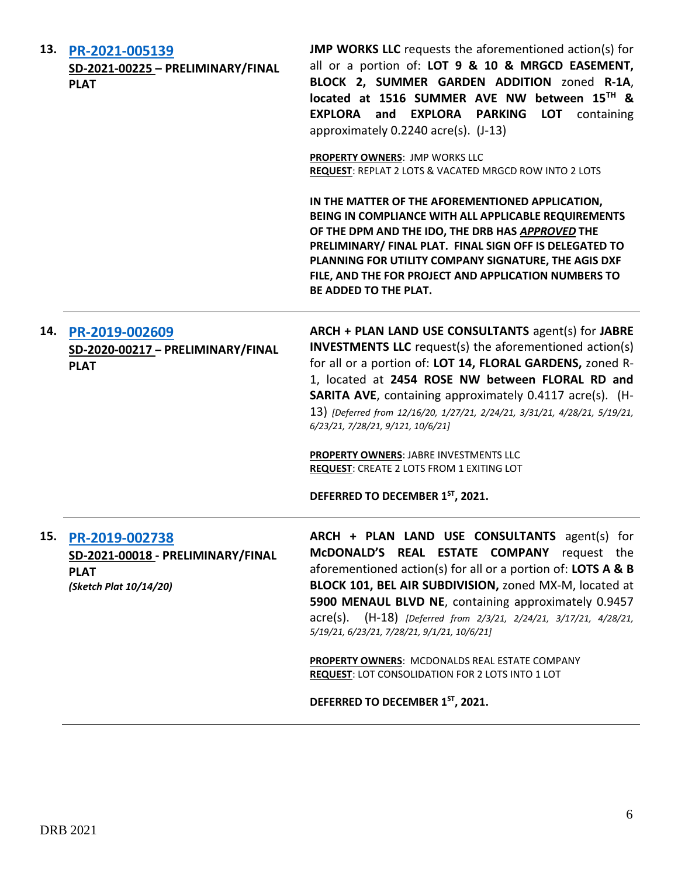**13. [PR-2021-005139](PR-2021-005139)**
**SD-2021-00225 – PRELIMINARY/FINAL PLAT**

**JMP WORKS LLC** requests the aforementioned action(s) for all or a portion of: **LOT 9 & 10 & MRGCD EASEMENT, BLOCK 2, SUMMER GARDEN ADDITION** zoned **R-1A**, **located at 1516 SUMMER AVE NW between 15TH & EXPLORA and EXPLORA PARKING LOT** containing approximately 0.2240 acre(s). (J-13)

**PROPERTY OWNERS**: JMP WORKS LLC
**REQUEST**: REPLAT 2 LOTS & VACATED MRGCD ROW INTO 2 LOTS

**IN THE MATTER OF THE AFOREMENTIONED APPLICATION, BEING IN COMPLIANCE WITH ALL APPLICABLE REQUIREMENTS OF THE DPM AND THE IDO, THE DRB HAS *APPROVED* THE PRELIMINARY/ FINAL PLAT. FINAL SIGN OFF IS DELEGATED TO PLANNING FOR UTILITY COMPANY SIGNATURE, THE AGIS DXF FILE, AND THE FOR PROJECT AND APPLICATION NUMBERS TO BE ADDED TO THE PLAT.**

---

**14. [PR-2019-002609](PR-2019-002609)**
**SD-2020-00217 – PRELIMINARY/FINAL PLAT**

**ARCH + PLAN LAND USE CONSULTANTS** agent(s) for **JABRE INVESTMENTS LLC** request(s) the aforementioned action(s) for all or a portion of: **LOT 14, FLORAL GARDENS,** zoned R-1, located at **2454 ROSE NW between FLORAL RD and SARITA AVE**, containing approximately 0.4117 acre(s). (H-13) *[Deferred from 12/16/20, 1/27/21, 2/24/21, 3/31/21, 4/28/21, 5/19/21, 6/23/21, 7/28/21, 9/121, 10/6/21]*

**PROPERTY OWNERS**: JABRE INVESTMENTS LLC
**REQUEST**: CREATE 2 LOTS FROM 1 EXITING LOT

**DEFERRED TO DECEMBER 1ST, 2021.**

---

**15. [PR-2019-002738](PR-2019-002738)**
**SD-2021-00018 - PRELIMINARY/FINAL PLAT**
***(Sketch Plat 10/14/20)***

**ARCH + PLAN LAND USE CONSULTANTS** agent(s) for **McDONALD'S REAL ESTATE COMPANY** request the aforementioned action(s) for all or a portion of: **LOTS A & B BLOCK 101, BEL AIR SUBDIVISION,** zoned MX-M, located at **5900 MENAUL BLVD NE**, containing approximately 0.9457 acre(s). (H-18) *[Deferred from 2/3/21, 2/24/21, 3/17/21, 4/28/21, 5/19/21, 6/23/21, 7/28/21, 9/1/21, 10/6/21]*

**PROPERTY OWNERS**: MCDONALDS REAL ESTATE COMPANY
**REQUEST**: LOT CONSOLIDATION FOR 2 LOTS INTO 1 LOT

**DEFERRED TO DECEMBER 1ST, 2021.**

---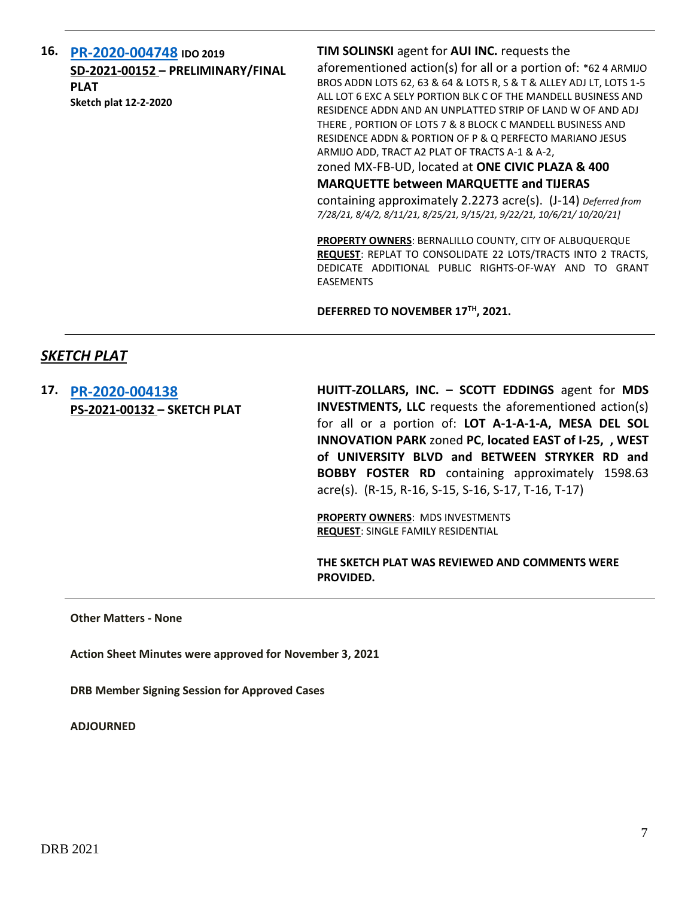**16.** **PR-2020-004748** **IDO 2019**
**SD-2021-00152 – PRELIMINARY/FINAL PLAT**
**Sketch plat 12-2-2020**

**TIM SOLINSKI** agent for **AUI INC.** requests the aforementioned action(s) for all or a portion of: *62 4 ARMIJO BROS ADDN LOTS 62, 63 & 64 & LOTS R, S & T & ALLEY ADJ LT, LOTS 1-5 ALL LOT 6 EXC A SELY PORTION BLK C OF THE MANDELL BUSINESS AND RESIDENCE ADDN AND AN UNPLATTED STRIP OF LAND W OF AND ADJ THERE , PORTION OF LOTS 7 & 8 BLOCK C MANDELL BUSINESS AND RESIDENCE ADDN & PORTION OF P & Q PERFECTO MARIANO JESUS ARMIJO ADD, TRACT A2 PLAT OF TRACTS A-1 & A-2, zoned MX-FB-UD, located at **ONE CIVIC PLAZA & 400 MARQUETTE between MARQUETTE and TIJERAS** containing approximately 2.2273 acre(s). (J-14) *Deferred from 7/28/21, 8/4/2, 8/11/21, 8/25/21, 9/15/21, 9/22/21, 10/6/21/ 10/20/21]*

**PROPERTY OWNERS**: BERNALILLO COUNTY, CITY OF ALBUQUERQUE
**REQUEST**: REPLAT TO CONSOLIDATE 22 LOTS/TRACTS INTO 2 TRACTS, DEDICATE ADDITIONAL PUBLIC RIGHTS-OF-WAY AND TO GRANT EASEMENTS

**DEFERRED TO NOVEMBER 17TH, 2021.**

## *SKETCH PLAT*

**17.** **PR-2020-004138**
**PS-2021-00132 – SKETCH PLAT**

**HUITT-ZOLLARS, INC. – SCOTT EDDINGS** agent for **MDS INVESTMENTS, LLC** requests the aforementioned action(s) for all or a portion of: **LOT A-1-A-1-A, MESA DEL SOL INNOVATION PARK** zoned **PC**, **located EAST of I-25, , WEST of UNIVERSITY BLVD and BETWEEN STRYKER RD and BOBBY FOSTER RD** containing approximately 1598.63 acre(s). (R-15, R-16, S-15, S-16, S-17, T-16, T-17)

**PROPERTY OWNERS**: MDS INVESTMENTS
**REQUEST**: SINGLE FAMILY RESIDENTIAL

**THE SKETCH PLAT WAS REVIEWED AND COMMENTS WERE PROVIDED.**

**Other Matters - None**

**Action Sheet Minutes were approved for November 3, 2021**

**DRB Member Signing Session for Approved Cases**

**ADJOURNED**